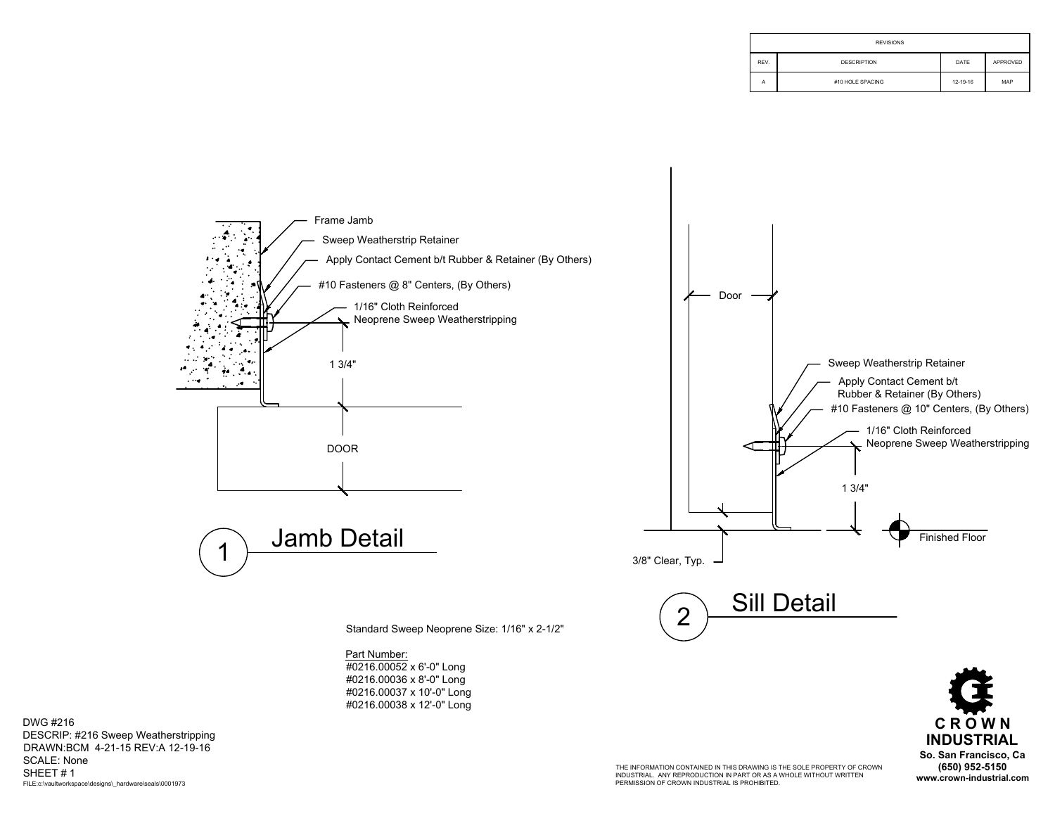| REVISIONS | | | |
|---|---|---|---|
| REV. | DESCRIPTION | DATE | APPROVED |
| A | #10 HOLE SPACING | 12-19-16 | MAP |

Frame Jamb

Sweep Weatherstrip Retainer

Apply Contact Cement b/t Rubber & Retainer (By Others)

#10 Fasteners @ 8" Centers, (By Others)

1/16" Cloth Reinforced
Neoprene Sweep Weatherstripping

1 3/4"

DOOR

## 1 Jamb Detail

Door

Sweep Weatherstrip Retainer

Apply Contact Cement b/t
Rubber & Retainer (By Others)

#10 Fasteners @ 10" Centers, (By Others)

1/16" Cloth Reinforced
Neoprene Sweep Weatherstripping

1 3/4"

Finished Floor

3/8" Clear, Typ.

## 2 Sill Detail

Standard Sweep Neoprene Size: 1/16" x 2-1/2"

Part Number:
#0216.00052 x 6'-0" Long
#0216.00036 x 8'-0" Long
#0216.00037 x 10'-0" Long
#0216.00038 x 12'-0" Long

DWG #216
DESCRIP: #216 Sweep Weatherstripping
DRAWN:BCM 4-21-15 REV:A 12-19-16
SCALE: None
SHEET # 1
FILE:c:\vaultworkspace\designs\_hardware\seals\0001973

THE INFORMATION CONTAINED IN THIS DRAWING IS THE SOLE PROPERTY OF CROWN INDUSTRIAL. ANY REPRODUCTION IN PART OR AS A WHOLE WITHOUT WRITTEN PERMISSION OF CROWN INDUSTRIAL IS PROHIBITED.

**CROWN INDUSTRIAL**
**So. San Francisco, Ca**
**(650) 952-5150**
**www.crown-industrial.com**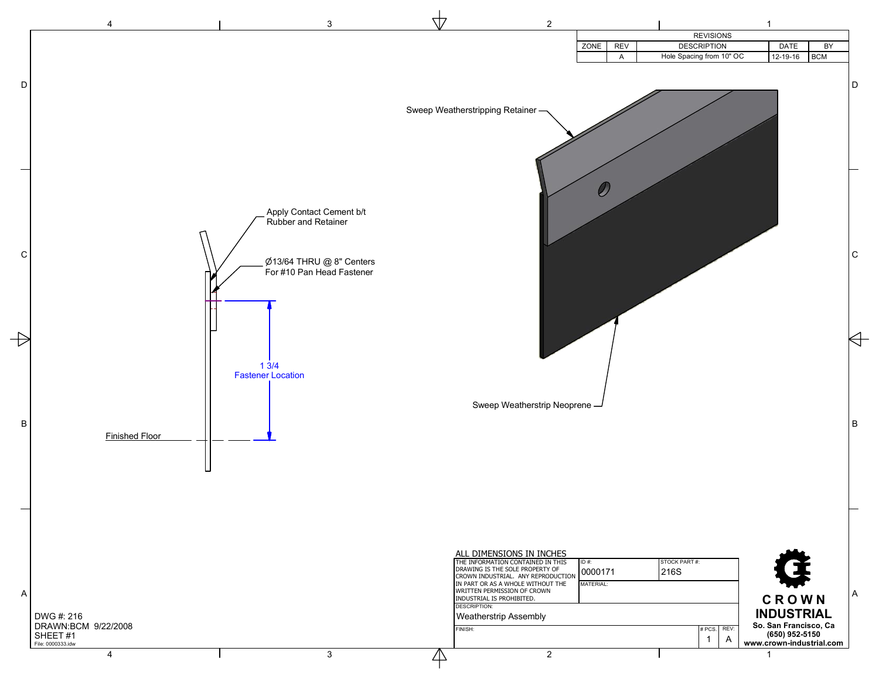| ZONE | REV | DESCRIPTION | DATE | BY |
| --- | --- | --- | --- | --- |
| | A | Hole Spacing from 10" OC | 12-19-16 | BCM |

Sweep Weatherstripping Retainer

Sweep Weatherstrip Neoprene

Apply Contact Cement b/t Rubber and Retainer

Ø13/64 THRU @ 8" Centers
For #10 Pan Head Fastener

1 3/4
Fastener Location

Finished Floor

ALL DIMENSIONS IN INCHES

THE INFORMATION CONTAINED IN THIS DRAWING IS THE SOLE PROPERTY OF CROWN INDUSTRIAL. ANY REPRODUCTION IN PART OR AS A WHOLE WITHOUT THE WRITTEN PERMISSION OF CROWN INDUSTRIAL IS PROHIBITED.

| | | |
| --- | --- | --- |
| ID #: 0000171 | STOCK PART #: 216S | |
| MATERIAL: | | |
| DESCRIPTION: Weatherstrip Assembly | | |
| FINISH: | # PCS. 1 | REV: A |

CROWN INDUSTRIAL
So. San Francisco, Ca
(650) 952-5150
www.crown-industrial.com

DWG #: 216
DRAWN:BCM 9/22/2008
SHEET #1
File: 0000333.idw